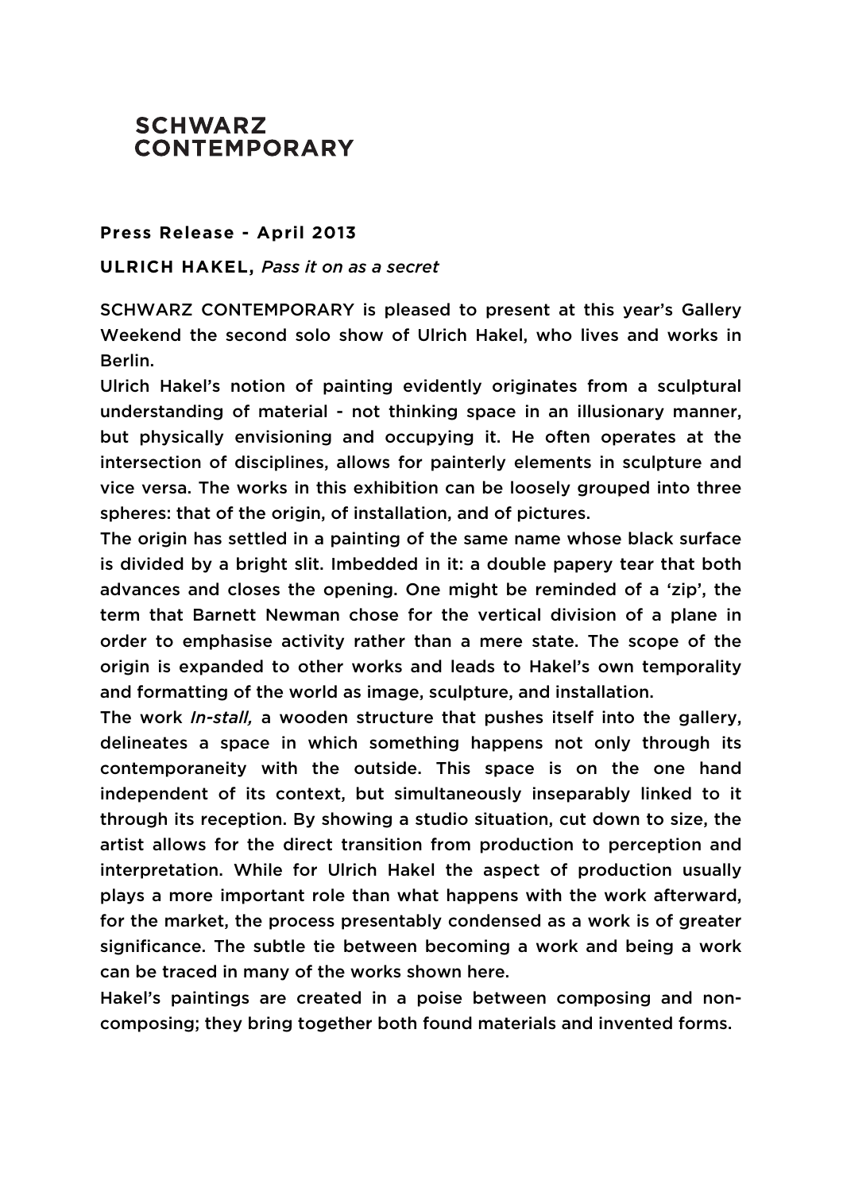# SCHWARZ CONTEMPORARY

**Press Release - April 2013**

**ULRICH HAKEL,** *Pass it on as a secret*

SCHWARZ CONTEMPORARY is pleased to present at this year's Gallery Weekend the second solo show of Ulrich Hakel, who lives and works in Berlin.

Ulrich Hakel's notion of painting evidently originates from a sculptural understanding of material - not thinking space in an illusionary manner, but physically envisioning and occupying it. He often operates at the intersection of disciplines, allows for painterly elements in sculpture and vice versa. The works in this exhibition can be loosely grouped into three spheres: that of the origin, of installation, and of pictures.

The origin has settled in a painting of the same name whose black surface is divided by a bright slit. Imbedded in it: a double papery tear that both advances and closes the opening. One might be reminded of a 'zip', the term that Barnett Newman chose for the vertical division of a plane in order to emphasise activity rather than a mere state. The scope of the origin is expanded to other works and leads to Hakel's own temporality and formatting of the world as image, sculpture, and installation.

The work *In-stall,* a wooden structure that pushes itself into the gallery, delineates a space in which something happens not only through its contemporaneity with the outside. This space is on the one hand independent of its context, but simultaneously inseparably linked to it through its reception. By showing a studio situation, cut down to size, the artist allows for the direct transition from production to perception and interpretation. While for Ulrich Hakel the aspect of production usually plays a more important role than what happens with the work afterward, for the market, the process presentably condensed as a work is of greater significance. The subtle tie between becoming a work and being a work can be traced in many of the works shown here.

Hakel's paintings are created in a poise between composing and non-composing; they bring together both found materials and invented forms.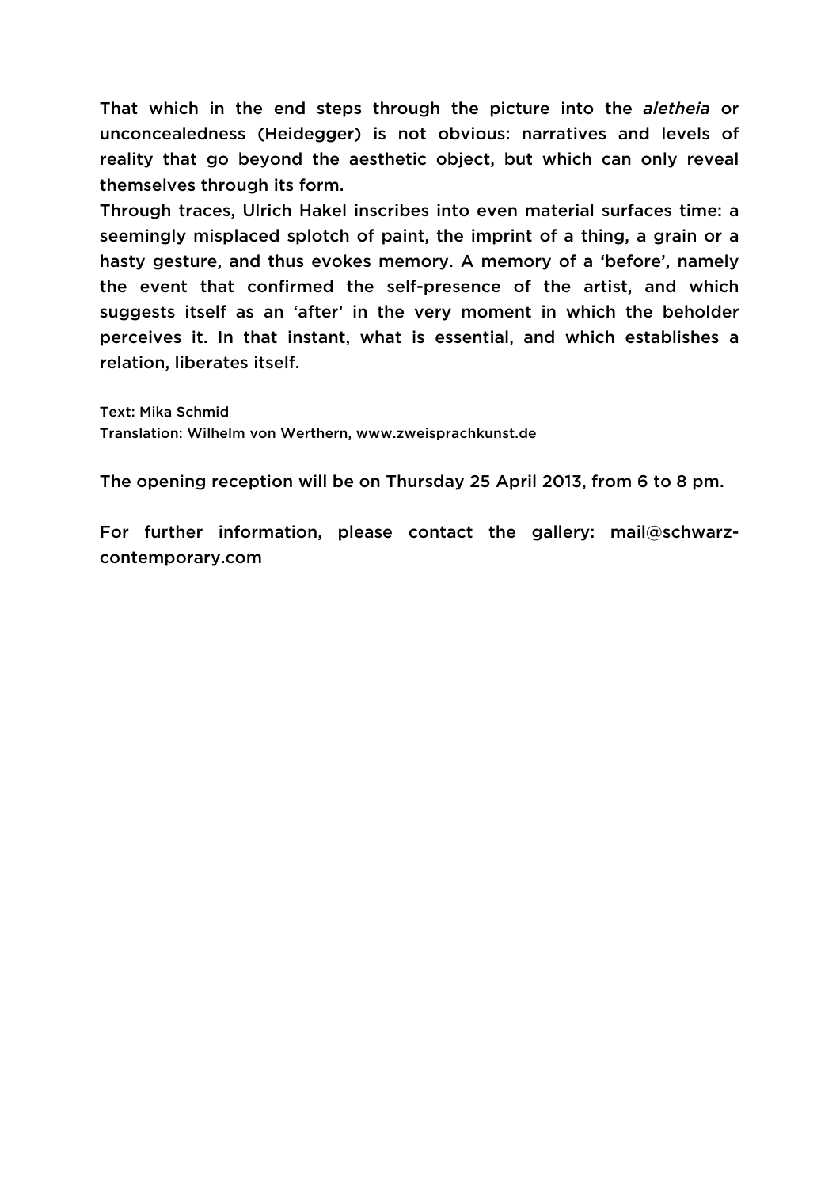That which in the end steps through the picture into the *aletheia* or unconcealedness (Heidegger) is not obvious: narratives and levels of reality that go beyond the aesthetic object, but which can only reveal themselves through its form.

Through traces, Ulrich Hakel inscribes into even material surfaces time: a seemingly misplaced splotch of paint, the imprint of a thing, a grain or a hasty gesture, and thus evokes memory. A memory of a 'before', namely the event that confirmed the self-presence of the artist, and which suggests itself as an 'after' in the very moment in which the beholder perceives it. In that instant, what is essential, and which establishes a relation, liberates itself.

Text: Mika Schmid
Translation: Wilhelm von Werthern, www.zweisprachkunst.de

The opening reception will be on Thursday 25 April 2013, from 6 to 8 pm.

For further information, please contact the gallery: mail@schwarz-contemporary.com